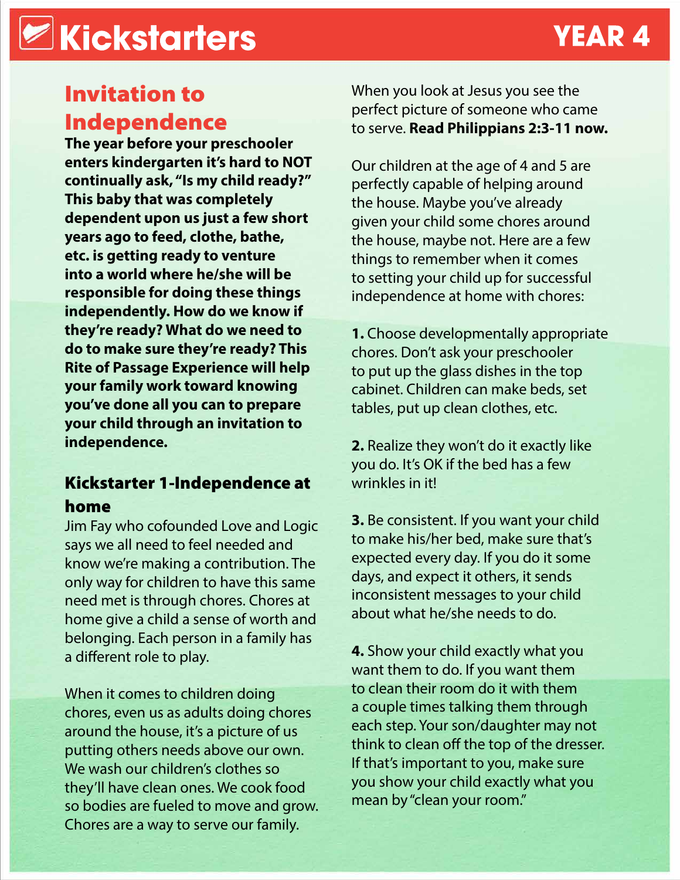# Kickstarters YEAR 4

## Invitation to Independence

**The year before your preschooler enters kindergarten it's hard to NOT continually ask, "Is my child ready?" This baby that was completely dependent upon us just a few short years ago to feed, clothe, bathe, etc. is getting ready to venture into a world where he/she will be responsible for doing these things independently. How do we know if they're ready? What do we need to do to make sure they're ready? This Rite of Passage Experience will help your family work toward knowing you've done all you can to prepare your child through an invitation to independence.**

### Kickstarter 1-Independence at home

Jim Fay who cofounded Love and Logic says we all need to feel needed and know we're making a contribution. The only way for children to have this same need met is through chores. Chores at home give a child a sense of worth and belonging. Each person in a family has a different role to play.

When it comes to children doing chores, even us as adults doing chores around the house, it's a picture of us putting others needs above our own. We wash our children's clothes so they'll have clean ones. We cook food so bodies are fueled to move and grow. Chores are a way to serve our family.

When you look at Jesus you see the perfect picture of someone who came to serve. **Read Philippians 2:3-11 now.**

Our children at the age of 4 and 5 are perfectly capable of helping around the house. Maybe you've already given your child some chores around the house, maybe not. Here are a few things to remember when it comes to setting your child up for successful independence at home with chores:

**1.** Choose developmentally appropriate chores. Don't ask your preschooler to put up the glass dishes in the top cabinet. Children can make beds, set tables, put up clean clothes, etc.

**2.** Realize they won't do it exactly like you do. It's OK if the bed has a few wrinkles in it!

**3.** Be consistent. If you want your child to make his/her bed, make sure that's expected every day. If you do it some days, and expect it others, it sends inconsistent messages to your child about what he/she needs to do.

**4.** Show your child exactly what you want them to do. If you want them to clean their room do it with them a couple times talking them through each step. Your son/daughter may not think to clean off the top of the dresser. If that's important to you, make sure you show your child exactly what you mean by "clean your room."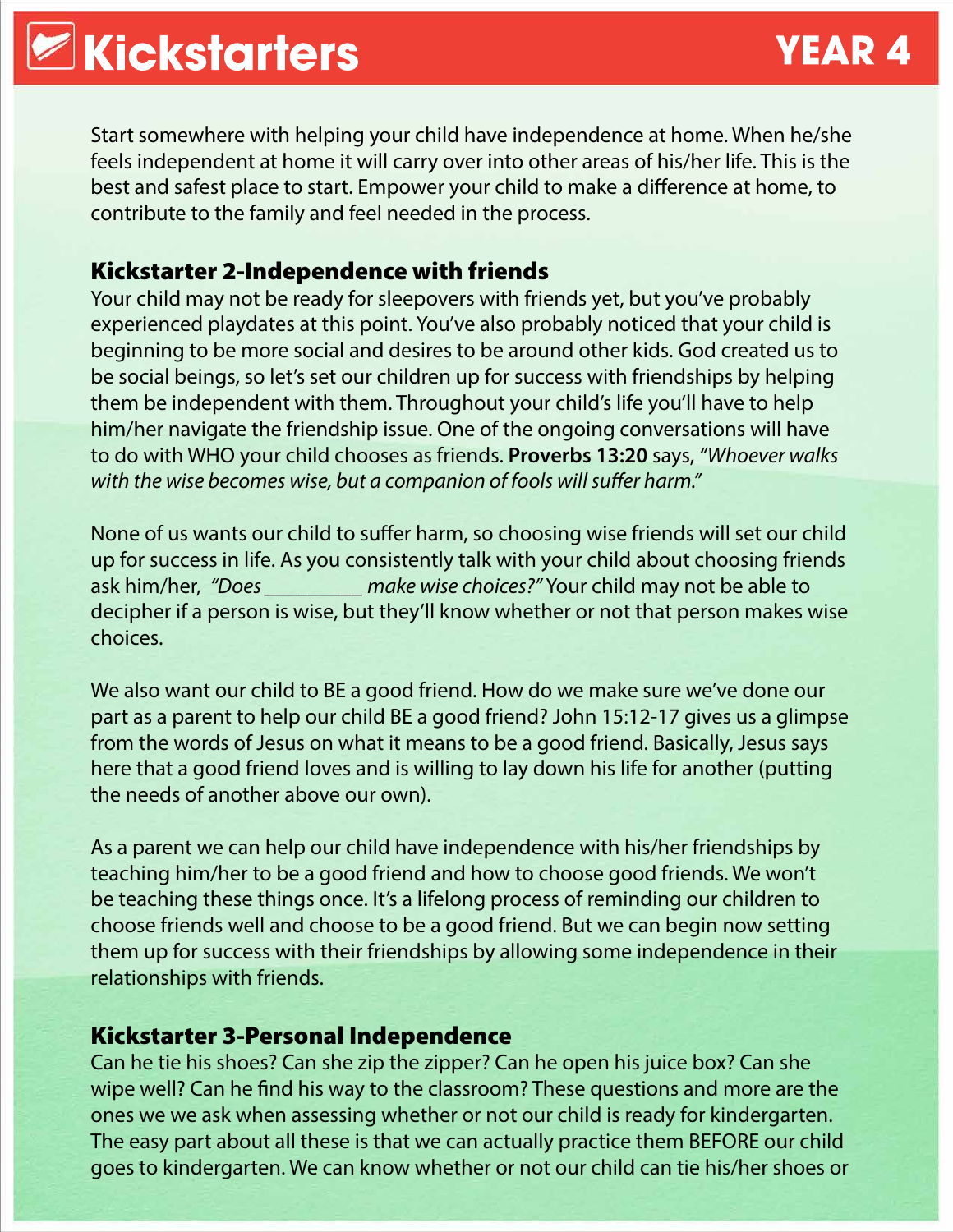Start somewhere with helping your child have independence at home. When he/she feels independent at home it will carry over into other areas of his/her life. This is the best and safest place to start. Empower your child to make a difference at home, to contribute to the family and feel needed in the process.

## Kickstarter 2-Independence with friends

Your child may not be ready for sleepovers with friends yet, but you've probably experienced playdates at this point. You've also probably noticed that your child is beginning to be more social and desires to be around other kids. God created us to be social beings, so let's set our children up for success with friendships by helping them be independent with them. Throughout your child's life you'll have to help him/her navigate the friendship issue. One of the ongoing conversations will have to do with WHO your child chooses as friends. **Proverbs 13:20** says, *"Whoever walks with the wise becomes wise, but a companion of fools will suffer harm."*

None of us wants our child to suffer harm, so choosing wise friends will set our child up for success in life. As you consistently talk with your child about choosing friends ask him/her, *"Does _________ make wise choices?"* Your child may not be able to decipher if a person is wise, but they'll know whether or not that person makes wise choices.

We also want our child to BE a good friend. How do we make sure we've done our part as a parent to help our child BE a good friend? John 15:12-17 gives us a glimpse from the words of Jesus on what it means to be a good friend. Basically, Jesus says here that a good friend loves and is willing to lay down his life for another (putting the needs of another above our own).

As a parent we can help our child have independence with his/her friendships by teaching him/her to be a good friend and how to choose good friends. We won't be teaching these things once. It's a lifelong process of reminding our children to choose friends well and choose to be a good friend. But we can begin now setting them up for success with their friendships by allowing some independence in their relationships with friends.

## Kickstarter 3-Personal Independence

Can he tie his shoes? Can she zip the zipper? Can he open his juice box? Can she wipe well? Can he find his way to the classroom? These questions and more are the ones we we ask when assessing whether or not our child is ready for kindergarten. The easy part about all these is that we can actually practice them BEFORE our child goes to kindergarten. We can know whether or not our child can tie his/her shoes or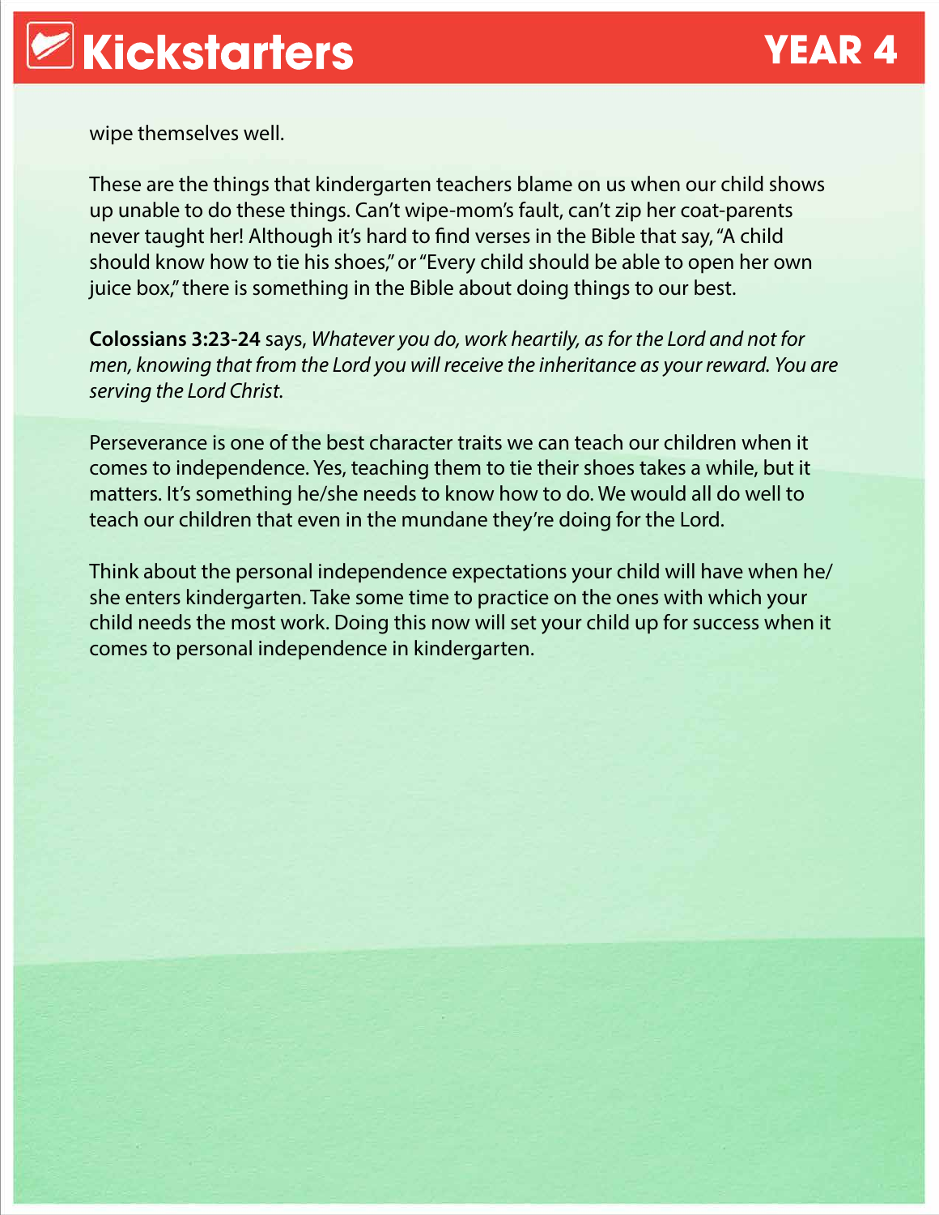wipe themselves well.

These are the things that kindergarten teachers blame on us when our child shows up unable to do these things. Can't wipe-mom's fault, can't zip her coat-parents never taught her! Although it's hard to find verses in the Bible that say, "A child should know how to tie his shoes," or "Every child should be able to open her own juice box," there is something in the Bible about doing things to our best.

**Colossians 3:23-24** says, *Whatever you do, work heartily, as for the Lord and not for men, knowing that from the Lord you will receive the inheritance as your reward. You are serving the Lord Christ.*

Perseverance is one of the best character traits we can teach our children when it comes to independence. Yes, teaching them to tie their shoes takes a while, but it matters. It's something he/she needs to know how to do. We would all do well to teach our children that even in the mundane they're doing for the Lord.

Think about the personal independence expectations your child will have when he/she enters kindergarten. Take some time to practice on the ones with which your child needs the most work. Doing this now will set your child up for success when it comes to personal independence in kindergarten.